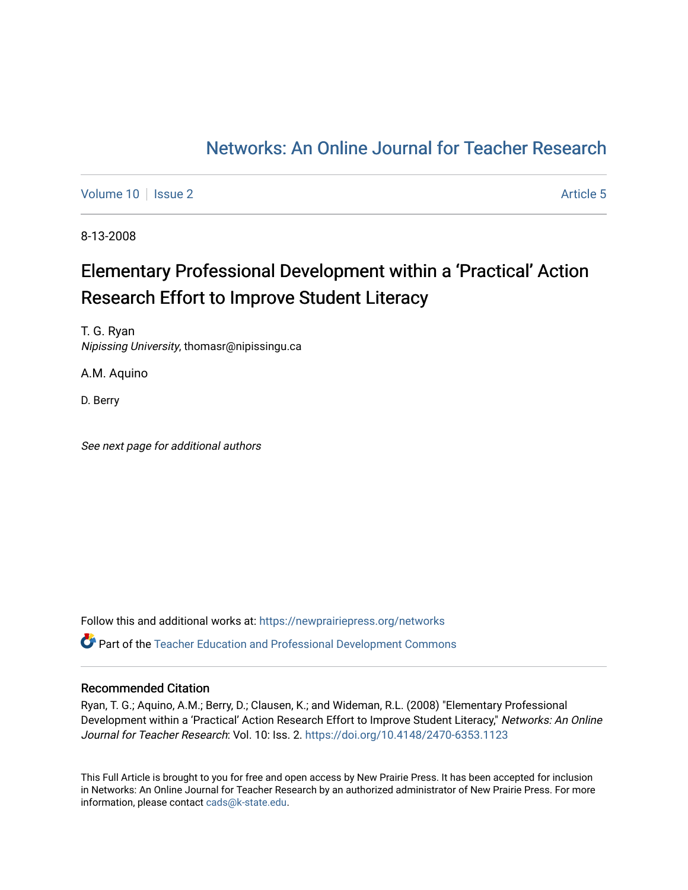Networks: An Online Journal for Teacher Research

Volume 10 | Issue 2 | Article 5

8-13-2008

# Elementary Professional Development within a 'Practical' Action Research Effort to Improve Student Literacy

T. G. Ryan
*Nipissing University*, thomasr@nipissingu.ca

A.M. Aquino

D. Berry

*See next page for additional authors*

Follow this and additional works at: https://newprairiepress.org/networks

Part of the Teacher Education and Professional Development Commons

## Recommended Citation

Ryan, T. G.; Aquino, A.M.; Berry, D.; Clausen, K.; and Wideman, R.L. (2008) "Elementary Professional Development within a 'Practical' Action Research Effort to Improve Student Literacy," *Networks: An Online Journal for Teacher Research*: Vol. 10: Iss. 2. https://doi.org/10.4148/2470-6353.1123

This Full Article is brought to you for free and open access by New Prairie Press. It has been accepted for inclusion in Networks: An Online Journal for Teacher Research by an authorized administrator of New Prairie Press. For more information, please contact cads@k-state.edu.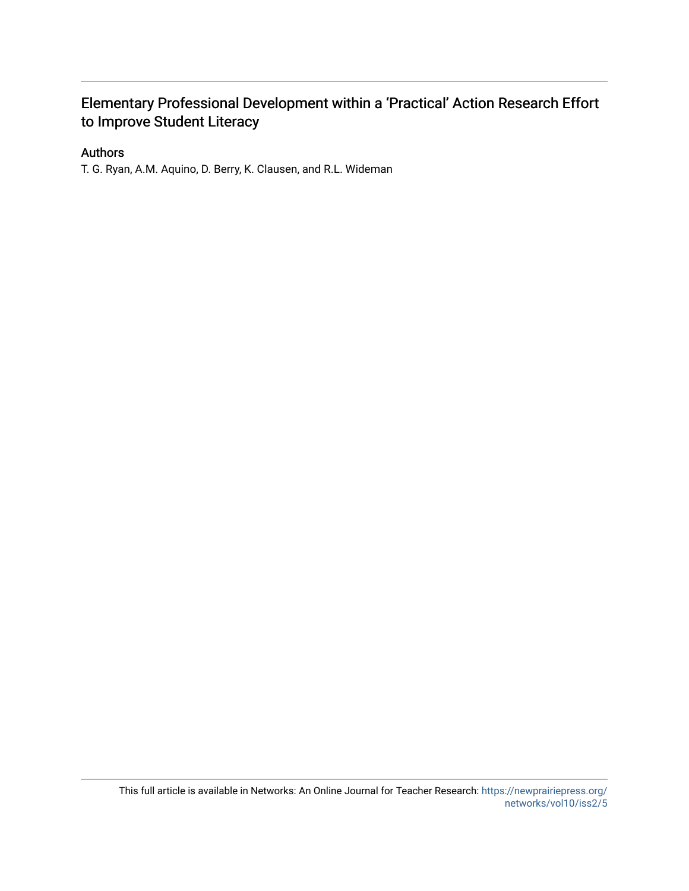# Elementary Professional Development within a ‘Practical’ Action Research Effort to Improve Student Literacy

## Authors

T. G. Ryan, A.M. Aquino, D. Berry, K. Clausen, and R.L. Wideman

This full article is available in Networks: An Online Journal for Teacher Research: https://newprairiepress.org/networks/vol10/iss2/5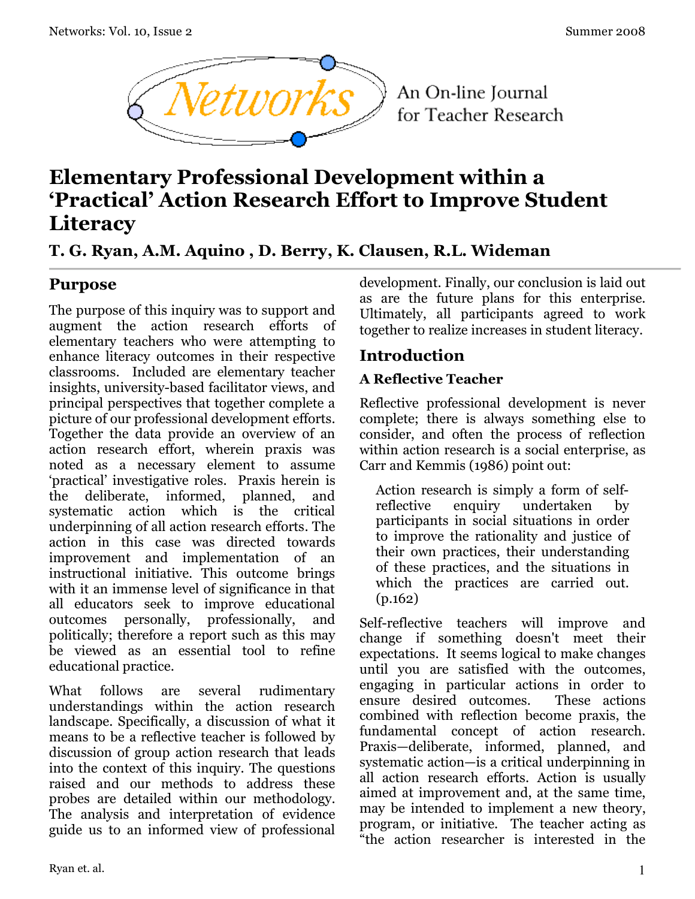# Elementary Professional Development within a 'Practical' Action Research Effort to Improve Student Literacy

**T. G. Ryan, A.M. Aquino , D. Berry, K. Clausen, R.L. Wideman**

## Purpose

The purpose of this inquiry was to support and augment the action research efforts of elementary teachers who were attempting to enhance literacy outcomes in their respective classrooms. Included are elementary teacher insights, university-based facilitator views, and principal perspectives that together complete a picture of our professional development efforts. Together the data provide an overview of an action research effort, wherein praxis was noted as a necessary element to assume 'practical' investigative roles. Praxis herein is the deliberate, informed, planned, and systematic action which is the critical underpinning of all action research efforts. The action in this case was directed towards improvement and implementation of an instructional initiative. This outcome brings with it an immense level of significance in that all educators seek to improve educational outcomes personally, professionally, and politically; therefore a report such as this may be viewed as an essential tool to refine educational practice.

What follows are several rudimentary understandings within the action research landscape. Specifically, a discussion of what it means to be a reflective teacher is followed by discussion of group action research that leads into the context of this inquiry. The questions raised and our methods to address these probes are detailed within our methodology. The analysis and interpretation of evidence guide us to an informed view of professional development. Finally, our conclusion is laid out as are the future plans for this enterprise. Ultimately, all participants agreed to work together to realize increases in student literacy.

## Introduction

### A Reflective Teacher

Reflective professional development is never complete; there is always something else to consider, and often the process of reflection within action research is a social enterprise, as Carr and Kemmis (1986) point out:

> Action research is simply a form of self-reflective enquiry undertaken by participants in social situations in order to improve the rationality and justice of their own practices, their understanding of these practices, and the situations in which the practices are carried out. (p.162)

Self-reflective teachers will improve and change if something doesn't meet their expectations. It seems logical to make changes until you are satisfied with the outcomes, engaging in particular actions in order to ensure desired outcomes. These actions combined with reflection become praxis, the fundamental concept of action research. Praxis—deliberate, informed, planned, and systematic action—is a critical underpinning in all action research efforts. Action is usually aimed at improvement and, at the same time, may be intended to implement a new theory, program, or initiative. The teacher acting as "the action researcher is interested in the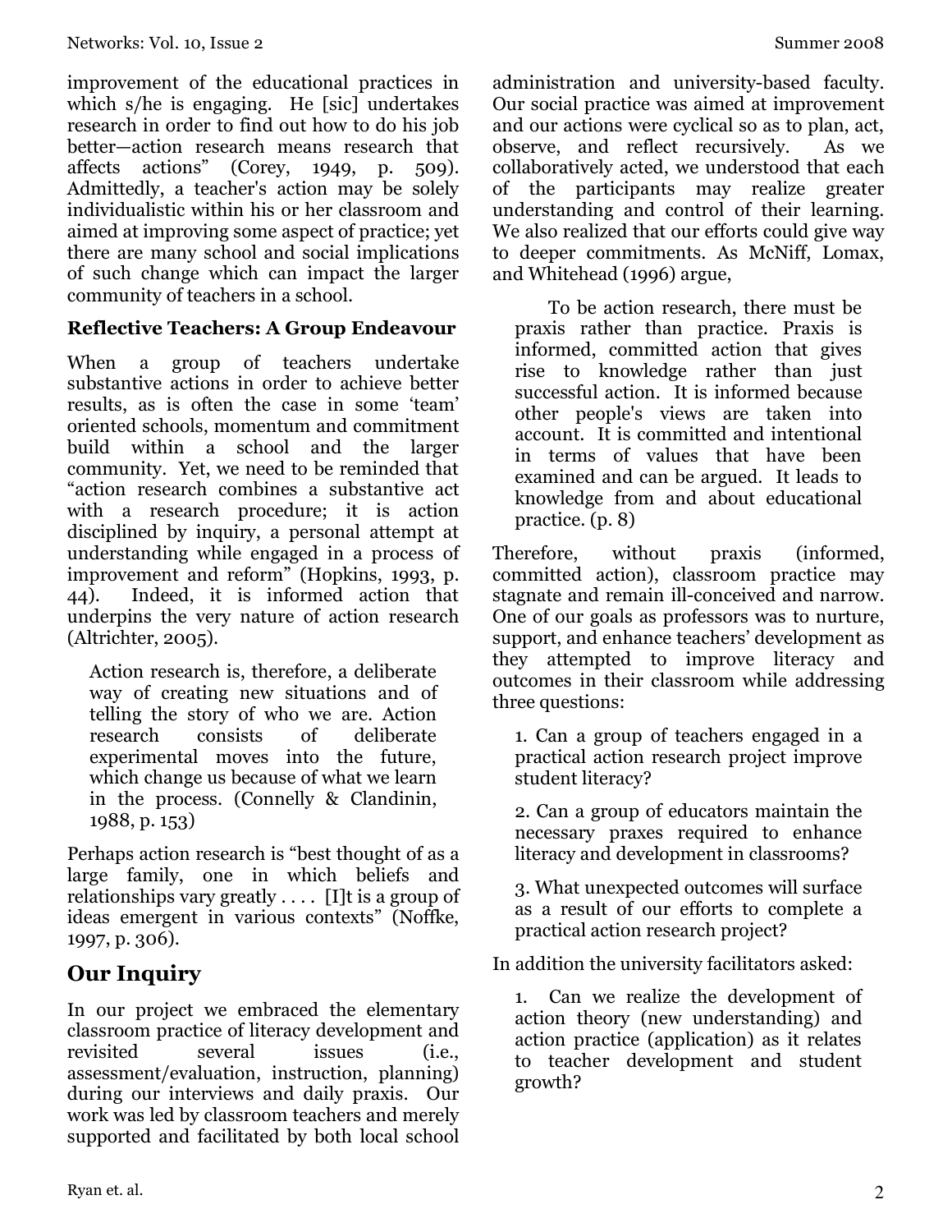improvement of the educational practices in which s/he is engaging. He [sic] undertakes research in order to find out how to do his job better—action research means research that affects actions" (Corey, 1949, p. 509). Admittedly, a teacher's action may be solely individualistic within his or her classroom and aimed at improving some aspect of practice; yet there are many school and social implications of such change which can impact the larger community of teachers in a school.

### Reflective Teachers: A Group Endeavour

When a group of teachers undertake substantive actions in order to achieve better results, as is often the case in some 'team' oriented schools, momentum and commitment build within a school and the larger community. Yet, we need to be reminded that "action research combines a substantive act with a research procedure; it is action disciplined by inquiry, a personal attempt at understanding while engaged in a process of improvement and reform" (Hopkins, 1993, p. 44). Indeed, it is informed action that underpins the very nature of action research (Altrichter, 2005).

> Action research is, therefore, a deliberate way of creating new situations and of telling the story of who we are. Action research consists of deliberate experimental moves into the future, which change us because of what we learn in the process. (Connelly & Clandinin, 1988, p. 153)

Perhaps action research is "best thought of as a large family, one in which beliefs and relationships vary greatly . . . . [I]t is a group of ideas emergent in various contexts" (Noffke, 1997, p. 306).

## Our Inquiry

In our project we embraced the elementary classroom practice of literacy development and revisited several issues (i.e., assessment/evaluation, instruction, planning) during our interviews and daily praxis. Our work was led by classroom teachers and merely supported and facilitated by both local school administration and university-based faculty. Our social practice was aimed at improvement and our actions were cyclical so as to plan, act, observe, and reflect recursively. As we collaboratively acted, we understood that each of the participants may realize greater understanding and control of their learning. We also realized that our efforts could give way to deeper commitments. As McNiff, Lomax, and Whitehead (1996) argue,

> To be action research, there must be praxis rather than practice. Praxis is informed, committed action that gives rise to knowledge rather than just successful action. It is informed because other people's views are taken into account. It is committed and intentional in terms of values that have been examined and can be argued. It leads to knowledge from and about educational practice. (p. 8)

Therefore, without praxis (informed, committed action), classroom practice may stagnate and remain ill-conceived and narrow. One of our goals as professors was to nurture, support, and enhance teachers' development as they attempted to improve literacy and outcomes in their classroom while addressing three questions:

1. Can a group of teachers engaged in a practical action research project improve student literacy?

2. Can a group of educators maintain the necessary praxes required to enhance literacy and development in classrooms?

3. What unexpected outcomes will surface as a result of our efforts to complete a practical action research project?

In addition the university facilitators asked:

1. Can we realize the development of action theory (new understanding) and action practice (application) as it relates to teacher development and student growth?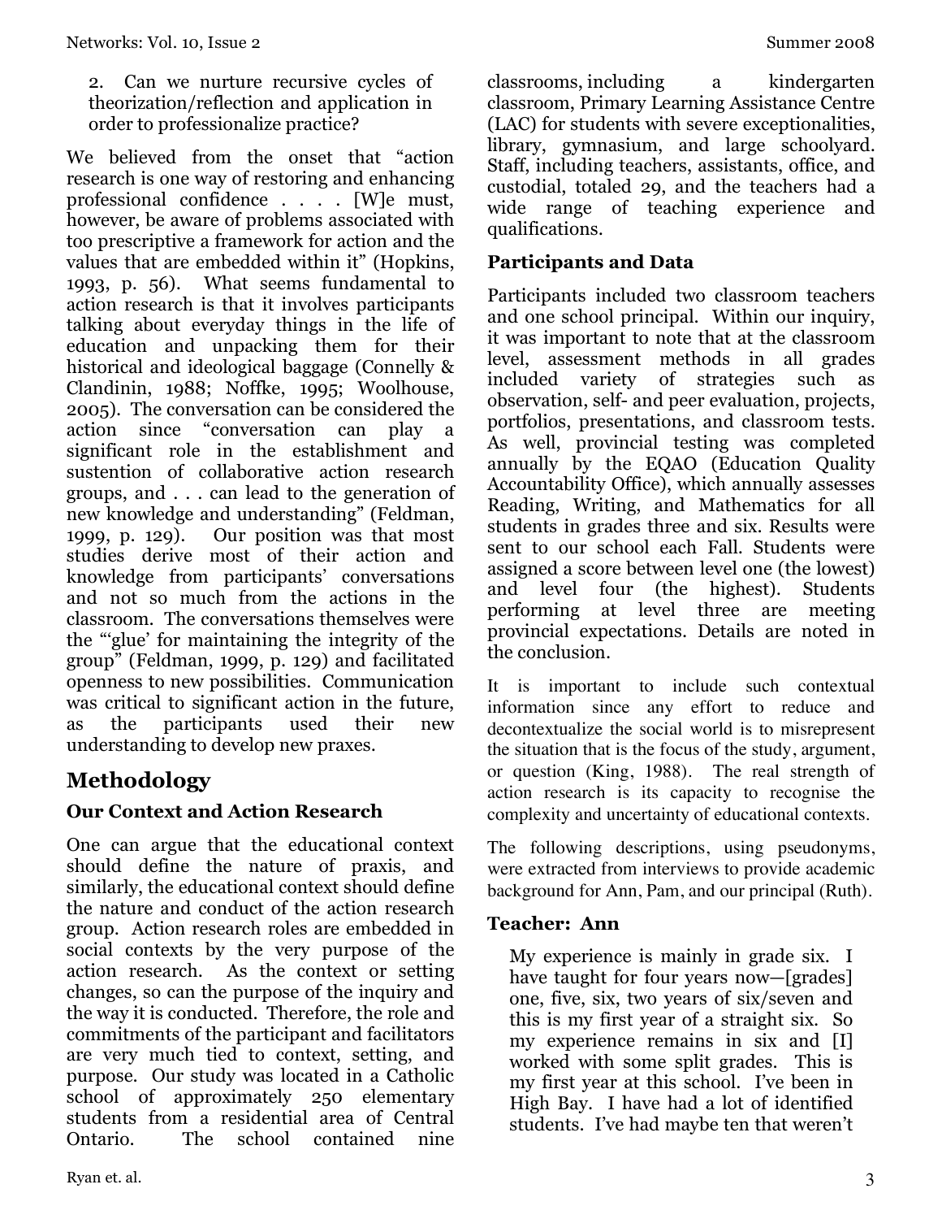2. Can we nurture recursive cycles of theorization/reflection and application in order to professionalize practice?

We believed from the onset that "action research is one way of restoring and enhancing professional confidence . . . . [W]e must, however, be aware of problems associated with too prescriptive a framework for action and the values that are embedded within it" (Hopkins, 1993, p. 56). What seems fundamental to action research is that it involves participants talking about everyday things in the life of education and unpacking them for their historical and ideological baggage (Connelly & Clandinin, 1988; Noffke, 1995; Woolhouse, 2005). The conversation can be considered the action since "conversation can play a significant role in the establishment and sustention of collaborative action research groups, and . . . can lead to the generation of new knowledge and understanding" (Feldman, 1999, p. 129). Our position was that most studies derive most of their action and knowledge from participants' conversations and not so much from the actions in the classroom. The conversations themselves were the "'glue' for maintaining the integrity of the group" (Feldman, 1999, p. 129) and facilitated openness to new possibilities. Communication was critical to significant action in the future, as the participants used their new understanding to develop new praxes.

## Methodology

### Our Context and Action Research

One can argue that the educational context should define the nature of praxis, and similarly, the educational context should define the nature and conduct of the action research group. Action research roles are embedded in social contexts by the very purpose of the action research. As the context or setting changes, so can the purpose of the inquiry and the way it is conducted. Therefore, the role and commitments of the participant and facilitators are very much tied to context, setting, and purpose. Our study was located in a Catholic school of approximately 250 elementary students from a residential area of Central Ontario. The school contained nine classrooms, including a kindergarten classroom, Primary Learning Assistance Centre (LAC) for students with severe exceptionalities, library, gymnasium, and large schoolyard. Staff, including teachers, assistants, office, and custodial, totaled 29, and the teachers had a wide range of teaching experience and qualifications.

### Participants and Data

Participants included two classroom teachers and one school principal. Within our inquiry, it was important to note that at the classroom level, assessment methods in all grades included variety of strategies such as observation, self- and peer evaluation, projects, portfolios, presentations, and classroom tests. As well, provincial testing was completed annually by the EQAO (Education Quality Accountability Office), which annually assesses Reading, Writing, and Mathematics for all students in grades three and six. Results were sent to our school each Fall. Students were assigned a score between level one (the lowest) and level four (the highest). Students performing at level three are meeting provincial expectations. Details are noted in the conclusion.

It is important to include such contextual information since any effort to reduce and decontextualize the social world is to misrepresent the situation that is the focus of the study, argument, or question (King, 1988). The real strength of action research is its capacity to recognise the complexity and uncertainty of educational contexts.

The following descriptions, using pseudonyms, were extracted from interviews to provide academic background for Ann, Pam, and our principal (Ruth).

### Teacher: Ann

> My experience is mainly in grade six. I have taught for four years now—[grades] one, five, six, two years of six/seven and this is my first year of a straight six. So my experience remains in six and [I] worked with some split grades. This is my first year at this school. I've been in High Bay. I have had a lot of identified students. I've had maybe ten that weren't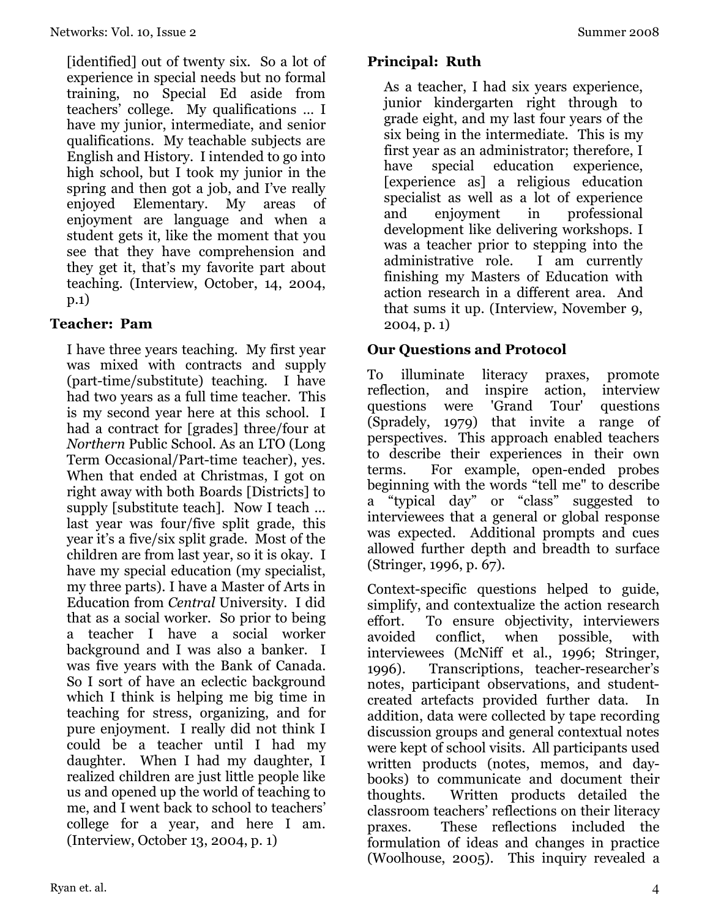[identified] out of twenty six. So a lot of experience in special needs but no formal training, no Special Ed aside from teachers' college. My qualifications ... I have my junior, intermediate, and senior qualifications. My teachable subjects are English and History. I intended to go into high school, but I took my junior in the spring and then got a job, and I've really enjoyed Elementary. My areas of enjoyment are language and when a student gets it, like the moment that you see that they have comprehension and they get it, that's my favorite part about teaching. (Interview, October, 14, 2004, p.1)

### Teacher: Pam

I have three years teaching. My first year was mixed with contracts and supply (part-time/substitute) teaching. I have had two years as a full time teacher. This is my second year here at this school. I had a contract for [grades] three/four at *Northern* Public School. As an LTO (Long Term Occasional/Part-time teacher), yes. When that ended at Christmas, I got on right away with both Boards [Districts] to supply [substitute teach]. Now I teach ... last year was four/five split grade, this year it's a five/six split grade. Most of the children are from last year, so it is okay. I have my special education (my specialist, my three parts). I have a Master of Arts in Education from *Central* University. I did that as a social worker. So prior to being a teacher I have a social worker background and I was also a banker. I was five years with the Bank of Canada. So I sort of have an eclectic background which I think is helping me big time in teaching for stress, organizing, and for pure enjoyment. I really did not think I could be a teacher until I had my daughter. When I had my daughter, I realized children are just little people like us and opened up the world of teaching to me, and I went back to school to teachers' college for a year, and here I am. (Interview, October 13, 2004, p. 1)

### Principal: Ruth

As a teacher, I had six years experience, junior kindergarten right through to grade eight, and my last four years of the six being in the intermediate. This is my first year as an administrator; therefore, I have special education experience, [experience as] a religious education specialist as well as a lot of experience and enjoyment in professional development like delivering workshops. I was a teacher prior to stepping into the administrative role. I am currently finishing my Masters of Education with action research in a different area. And that sums it up. (Interview, November 9, 2004, p. 1)

### Our Questions and Protocol

To illuminate literacy praxes, promote reflection, and inspire action, interview questions were 'Grand Tour' questions (Spradely, 1979) that invite a range of perspectives. This approach enabled teachers to describe their experiences in their own terms. For example, open-ended probes beginning with the words "tell me" to describe a "typical day" or "class" suggested to interviewees that a general or global response was expected. Additional prompts and cues allowed further depth and breadth to surface (Stringer, 1996, p. 67).

Context-specific questions helped to guide, simplify, and contextualize the action research effort. To ensure objectivity, interviewers avoided conflict, when possible, with interviewees (McNiff et al., 1996; Stringer, 1996). Transcriptions, teacher-researcher's notes, participant observations, and student-created artefacts provided further data. In addition, data were collected by tape recording discussion groups and general contextual notes were kept of school visits. All participants used written products (notes, memos, and day-books) to communicate and document their thoughts. Written products detailed the classroom teachers' reflections on their literacy praxes. These reflections included the formulation of ideas and changes in practice (Woolhouse, 2005). This inquiry revealed a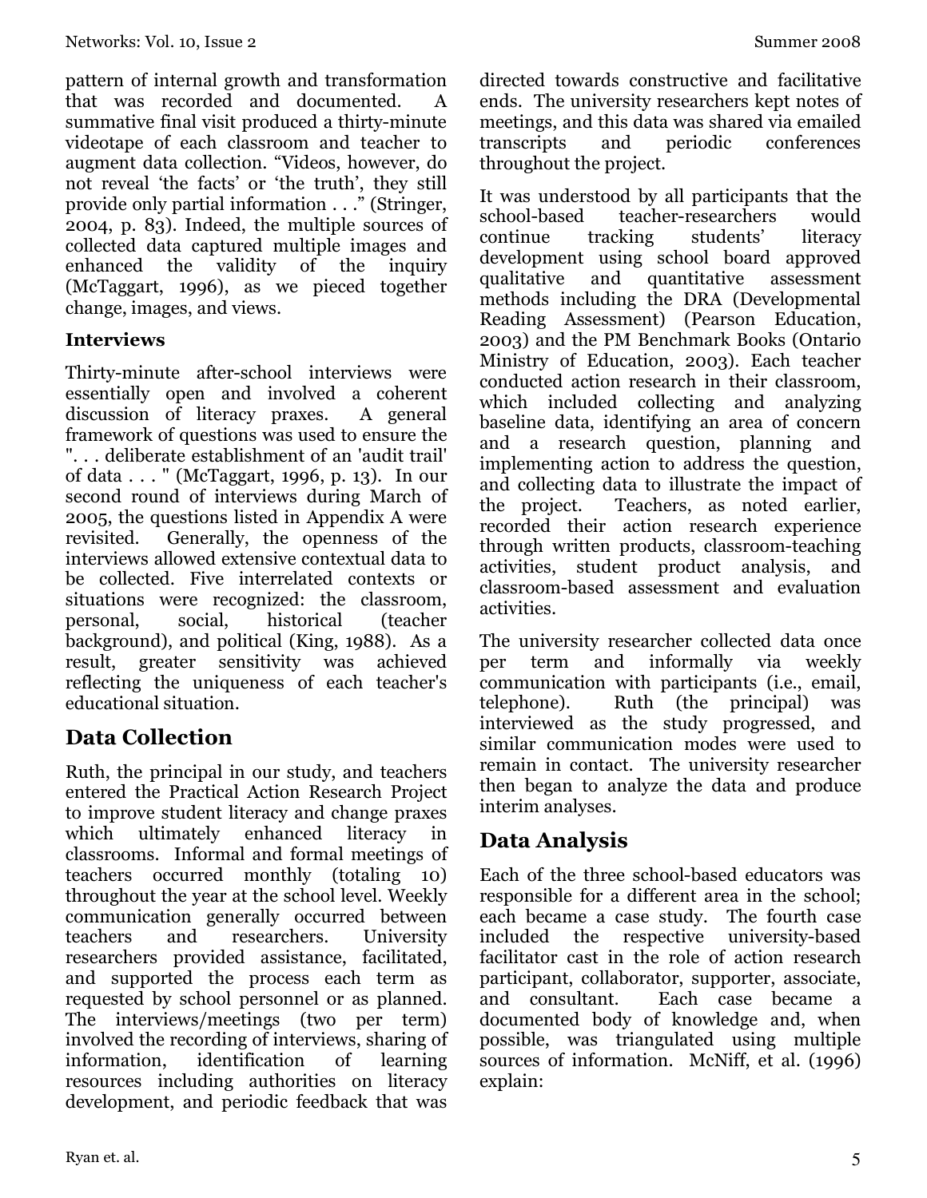pattern of internal growth and transformation that was recorded and documented. A summative final visit produced a thirty-minute videotape of each classroom and teacher to augment data collection. "Videos, however, do not reveal 'the facts' or 'the truth', they still provide only partial information . . ." (Stringer, 2004, p. 83). Indeed, the multiple sources of collected data captured multiple images and enhanced the validity of the inquiry (McTaggart, 1996), as we pieced together change, images, and views.

### Interviews

Thirty-minute after-school interviews were essentially open and involved a coherent discussion of literacy praxes. A general framework of questions was used to ensure the ". . . deliberate establishment of an 'audit trail' of data . . . " (McTaggart, 1996, p. 13). In our second round of interviews during March of 2005, the questions listed in Appendix A were revisited. Generally, the openness of the interviews allowed extensive contextual data to be collected. Five interrelated contexts or situations were recognized: the classroom, personal, social, historical (teacher background), and political (King, 1988). As a result, greater sensitivity was achieved reflecting the uniqueness of each teacher's educational situation.

## Data Collection

Ruth, the principal in our study, and teachers entered the Practical Action Research Project to improve student literacy and change praxes which ultimately enhanced literacy in classrooms. Informal and formal meetings of teachers occurred monthly (totaling 10) throughout the year at the school level. Weekly communication generally occurred between teachers and researchers. University researchers provided assistance, facilitated, and supported the process each term as requested by school personnel or as planned. The interviews/meetings (two per term) involved the recording of interviews, sharing of information, identification of learning resources including authorities on literacy development, and periodic feedback that was directed towards constructive and facilitative ends. The university researchers kept notes of meetings, and this data was shared via emailed transcripts and periodic conferences throughout the project.

It was understood by all participants that the school-based teacher-researchers would continue tracking students' literacy development using school board approved qualitative and quantitative assessment methods including the DRA (Developmental Reading Assessment) (Pearson Education, 2003) and the PM Benchmark Books (Ontario Ministry of Education, 2003). Each teacher conducted action research in their classroom, which included collecting and analyzing baseline data, identifying an area of concern and a research question, planning and implementing action to address the question, and collecting data to illustrate the impact of the project. Teachers, as noted earlier, recorded their action research experience through written products, classroom-teaching activities, student product analysis, and classroom-based assessment and evaluation activities.

The university researcher collected data once per term and informally via weekly communication with participants (i.e., email, telephone). Ruth (the principal) was interviewed as the study progressed, and similar communication modes were used to remain in contact. The university researcher then began to analyze the data and produce interim analyses.

## Data Analysis

Each of the three school-based educators was responsible for a different area in the school; each became a case study. The fourth case included the respective university-based facilitator cast in the role of action research participant, collaborator, supporter, associate, and consultant. Each case became a documented body of knowledge and, when possible, was triangulated using multiple sources of information. McNiff, et al. (1996) explain: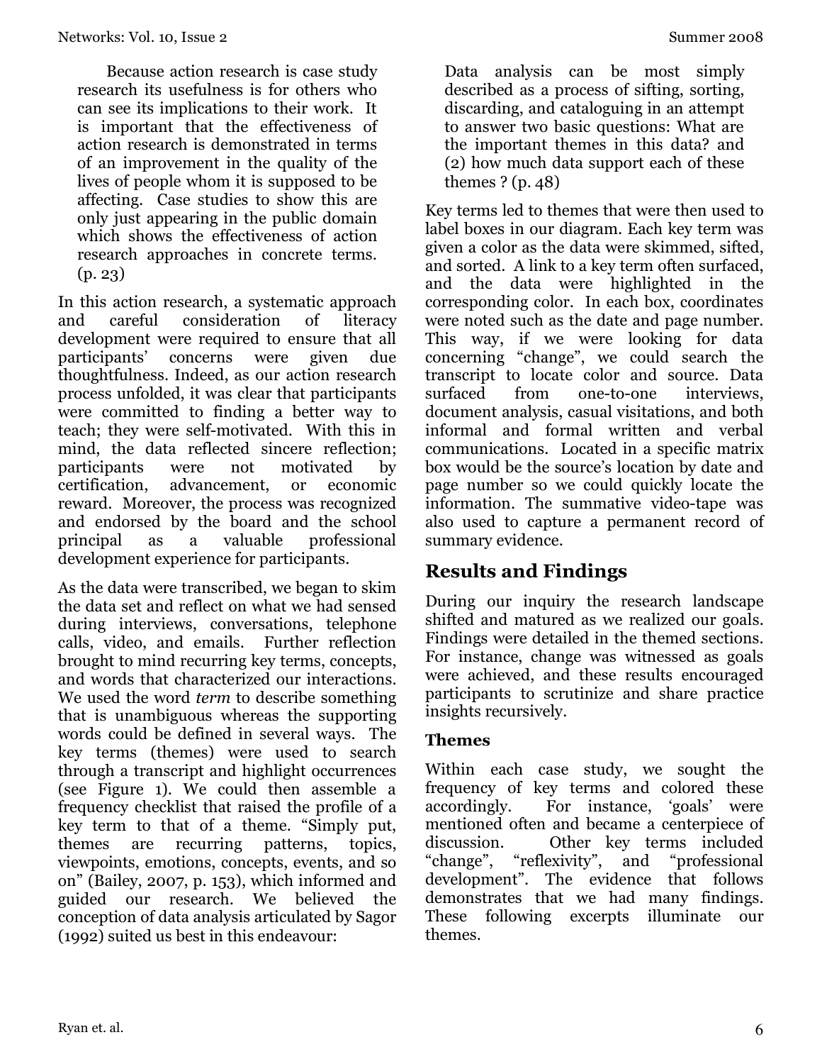Because action research is case study research its usefulness is for others who can see its implications to their work. It is important that the effectiveness of action research is demonstrated in terms of an improvement in the quality of the lives of people whom it is supposed to be affecting. Case studies to show this are only just appearing in the public domain which shows the effectiveness of action research approaches in concrete terms. (p. 23)

In this action research, a systematic approach and careful consideration of literacy development were required to ensure that all participants' concerns were given due thoughtfulness. Indeed, as our action research process unfolded, it was clear that participants were committed to finding a better way to teach; they were self-motivated. With this in mind, the data reflected sincere reflection; participants were not motivated by certification, advancement, or economic reward. Moreover, the process was recognized and endorsed by the board and the school principal as a valuable professional development experience for participants.

As the data were transcribed, we began to skim the data set and reflect on what we had sensed during interviews, conversations, telephone calls, video, and emails. Further reflection brought to mind recurring key terms, concepts, and words that characterized our interactions. We used the word *term* to describe something that is unambiguous whereas the supporting words could be defined in several ways. The key terms (themes) were used to search through a transcript and highlight occurrences (see Figure 1). We could then assemble a frequency checklist that raised the profile of a key term to that of a theme. "Simply put, themes are recurring patterns, topics, viewpoints, emotions, concepts, events, and so on" (Bailey, 2007, p. 153), which informed and guided our research. We believed the conception of data analysis articulated by Sagor (1992) suited us best in this endeavour:

> Data analysis can be most simply described as a process of sifting, sorting, discarding, and cataloguing in an attempt to answer two basic questions: What are the important themes in this data? and (2) how much data support each of these themes ? (p. 48)

Key terms led to themes that were then used to label boxes in our diagram. Each key term was given a color as the data were skimmed, sifted, and sorted. A link to a key term often surfaced, and the data were highlighted in the corresponding color. In each box, coordinates were noted such as the date and page number. This way, if we were looking for data concerning "change", we could search the transcript to locate color and source. Data surfaced from one-to-one interviews, document analysis, casual visitations, and both informal and formal written and verbal communications. Located in a specific matrix box would be the source's location by date and page number so we could quickly locate the information. The summative video-tape was also used to capture a permanent record of summary evidence.

## Results and Findings

During our inquiry the research landscape shifted and matured as we realized our goals. Findings were detailed in the themed sections. For instance, change was witnessed as goals were achieved, and these results encouraged participants to scrutinize and share practice insights recursively.

### Themes

Within each case study, we sought the frequency of key terms and colored these accordingly. For instance, 'goals' were mentioned often and became a centerpiece of discussion. Other key terms included "change", "reflexivity", and "professional development". The evidence that follows demonstrates that we had many findings. These following excerpts illuminate our themes.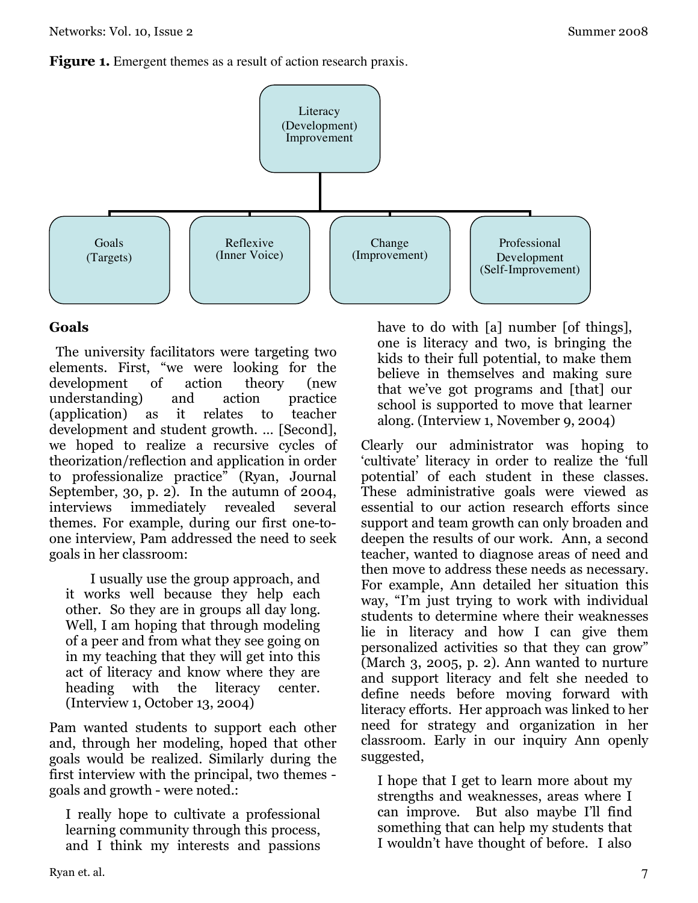**Figure 1.** Emergent themes as a result of action research praxis.

Literacy (Development) Improvement

Goals (Targets) | Reflexive (Inner Voice) | Change (Improvement) | Professional Development (Self-Improvement)

## Goals

The university facilitators were targeting two elements. First, "we were looking for the development of action theory (new understanding) and action practice (application) as it relates to teacher development and student growth. … [Second], we hoped to realize a recursive cycles of theorization/reflection and application in order to professionalize practice" (Ryan, Journal September, 30, p. 2). In the autumn of 2004, interviews immediately revealed several themes. For example, during our first one-to-one interview, Pam addressed the need to seek goals in her classroom:

> I usually use the group approach, and it works well because they help each other. So they are in groups all day long. Well, I am hoping that through modeling of a peer and from what they see going on in my teaching that they will get into this act of literacy and know where they are heading with the literacy center. (Interview 1, October 13, 2004)

Pam wanted students to support each other and, through her modeling, hoped that other goals would be realized. Similarly during the first interview with the principal, two themes - goals and growth - were noted.:

> I really hope to cultivate a professional learning community through this process, and I think my interests and passions have to do with [a] number [of things], one is literacy and two, is bringing the kids to their full potential, to make them believe in themselves and making sure that we've got programs and [that] our school is supported to move that learner along. (Interview 1, November 9, 2004)

Clearly our administrator was hoping to 'cultivate' literacy in order to realize the 'full potential' of each student in these classes. These administrative goals were viewed as essential to our action research efforts since support and team growth can only broaden and deepen the results of our work. Ann, a second teacher, wanted to diagnose areas of need and then move to address these needs as necessary. For example, Ann detailed her situation this way, "I'm just trying to work with individual students to determine where their weaknesses lie in literacy and how I can give them personalized activities so that they can grow" (March 3, 2005, p. 2). Ann wanted to nurture and support literacy and felt she needed to define needs before moving forward with literacy efforts. Her approach was linked to her need for strategy and organization in her classroom. Early in our inquiry Ann openly suggested,

> I hope that I get to learn more about my strengths and weaknesses, areas where I can improve. But also maybe I'll find something that can help my students that I wouldn't have thought of before. I also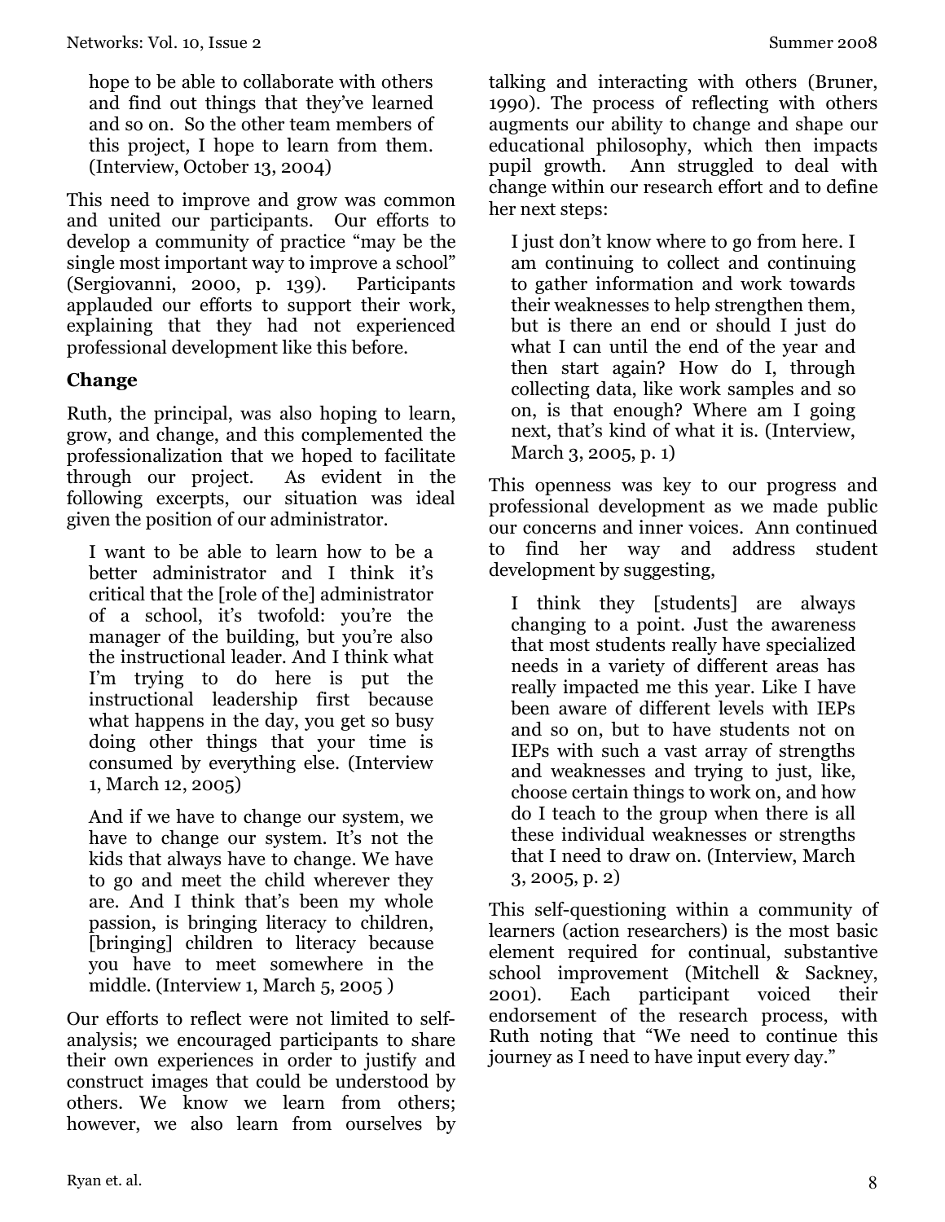> hope to be able to collaborate with others and find out things that they've learned and so on. So the other team members of this project, I hope to learn from them. (Interview, October 13, 2004)

This need to improve and grow was common and united our participants. Our efforts to develop a community of practice "may be the single most important way to improve a school" (Sergiovanni, 2000, p. 139). Participants applauded our efforts to support their work, explaining that they had not experienced professional development like this before.

### Change

Ruth, the principal, was also hoping to learn, grow, and change, and this complemented the professionalization that we hoped to facilitate through our project. As evident in the following excerpts, our situation was ideal given the position of our administrator.

> I want to be able to learn how to be a better administrator and I think it's critical that the [role of the] administrator of a school, it's twofold: you're the manager of the building, but you're also the instructional leader. And I think what I'm trying to do here is put the instructional leadership first because what happens in the day, you get so busy doing other things that your time is consumed by everything else. (Interview 1, March 12, 2005)

> And if we have to change our system, we have to change our system. It's not the kids that always have to change. We have to go and meet the child wherever they are. And I think that's been my whole passion, is bringing literacy to children, [bringing] children to literacy because you have to meet somewhere in the middle. (Interview 1, March 5, 2005 )

Our efforts to reflect were not limited to self-analysis; we encouraged participants to share their own experiences in order to justify and construct images that could be understood by others. We know we learn from others; however, we also learn from ourselves by talking and interacting with others (Bruner, 1990). The process of reflecting with others augments our ability to change and shape our educational philosophy, which then impacts pupil growth. Ann struggled to deal with change within our research effort and to define her next steps:

> I just don't know where to go from here. I am continuing to collect and continuing to gather information and work towards their weaknesses to help strengthen them, but is there an end or should I just do what I can until the end of the year and then start again? How do I, through collecting data, like work samples and so on, is that enough? Where am I going next, that's kind of what it is. (Interview, March 3, 2005, p. 1)

This openness was key to our progress and professional development as we made public our concerns and inner voices. Ann continued to find her way and address student development by suggesting,

> I think they [students] are always changing to a point. Just the awareness that most students really have specialized needs in a variety of different areas has really impacted me this year. Like I have been aware of different levels with IEPs and so on, but to have students not on IEPs with such a vast array of strengths and weaknesses and trying to just, like, choose certain things to work on, and how do I teach to the group when there is all these individual weaknesses or strengths that I need to draw on. (Interview, March 3, 2005, p. 2)

This self-questioning within a community of learners (action researchers) is the most basic element required for continual, substantive school improvement (Mitchell & Sackney, 2001). Each participant voiced their endorsement of the research process, with Ruth noting that "We need to continue this journey as I need to have input every day."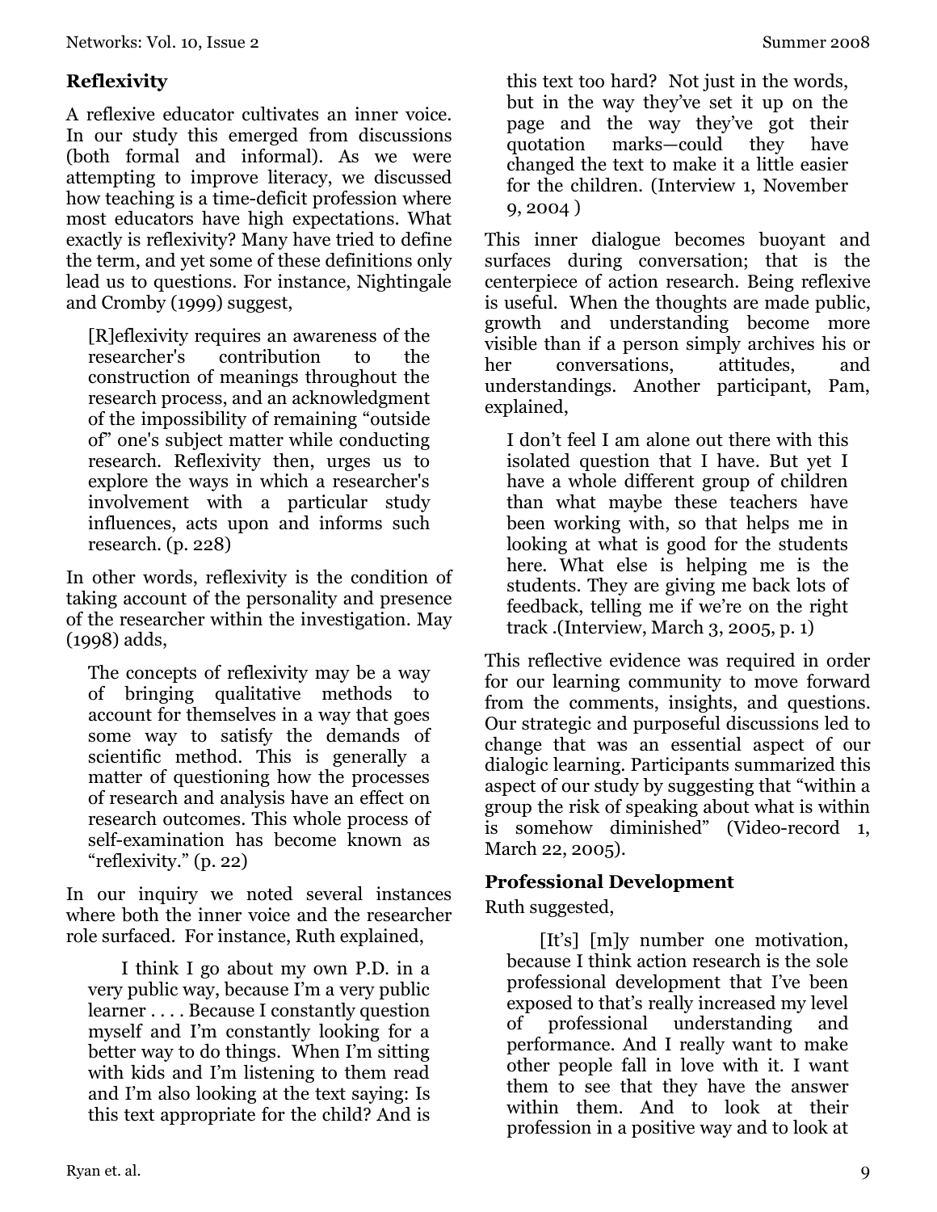## Reflexivity

A reflexive educator cultivates an inner voice. In our study this emerged from discussions (both formal and informal). As we were attempting to improve literacy, we discussed how teaching is a time-deficit profession where most educators have high expectations. What exactly is reflexivity? Many have tried to define the term, and yet some of these definitions only lead us to questions. For instance, Nightingale and Cromby (1999) suggest,

> [R]eflexivity requires an awareness of the researcher's contribution to the construction of meanings throughout the research process, and an acknowledgment of the impossibility of remaining "outside of" one's subject matter while conducting research. Reflexivity then, urges us to explore the ways in which a researcher's involvement with a particular study influences, acts upon and informs such research. (p. 228)

In other words, reflexivity is the condition of taking account of the personality and presence of the researcher within the investigation. May (1998) adds,

> The concepts of reflexivity may be a way of bringing qualitative methods to account for themselves in a way that goes some way to satisfy the demands of scientific method. This is generally a matter of questioning how the processes of research and analysis have an effect on research outcomes. This whole process of self-examination has become known as "reflexivity." (p. 22)

In our inquiry we noted several instances where both the inner voice and the researcher role surfaced. For instance, Ruth explained,

> I think I go about my own P.D. in a very public way, because I'm a very public learner . . . . Because I constantly question myself and I'm constantly looking for a better way to do things. When I'm sitting with kids and I'm listening to them read and I'm also looking at the text saying: Is this text appropriate for the child? And is this text too hard? Not just in the words, but in the way they've set it up on the page and the way they've got their quotation marks—could they have changed the text to make it a little easier for the children. (Interview 1, November 9, 2004 )

This inner dialogue becomes buoyant and surfaces during conversation; that is the centerpiece of action research. Being reflexive is useful. When the thoughts are made public, growth and understanding become more visible than if a person simply archives his or her conversations, attitudes, and understandings. Another participant, Pam, explained,

> I don't feel I am alone out there with this isolated question that I have. But yet I have a whole different group of children than what maybe these teachers have been working with, so that helps me in looking at what is good for the students here. What else is helping me is the students. They are giving me back lots of feedback, telling me if we're on the right track .(Interview, March 3, 2005, p. 1)

This reflective evidence was required in order for our learning community to move forward from the comments, insights, and questions. Our strategic and purposeful discussions led to change that was an essential aspect of our dialogic learning. Participants summarized this aspect of our study by suggesting that "within a group the risk of speaking about what is within is somehow diminished" (Video-record 1, March 22, 2005).

## Professional Development

Ruth suggested,

> [It's] [m]y number one motivation, because I think action research is the sole professional development that I've been exposed to that's really increased my level of professional understanding and performance. And I really want to make other people fall in love with it. I want them to see that they have the answer within them. And to look at their profession in a positive way and to look at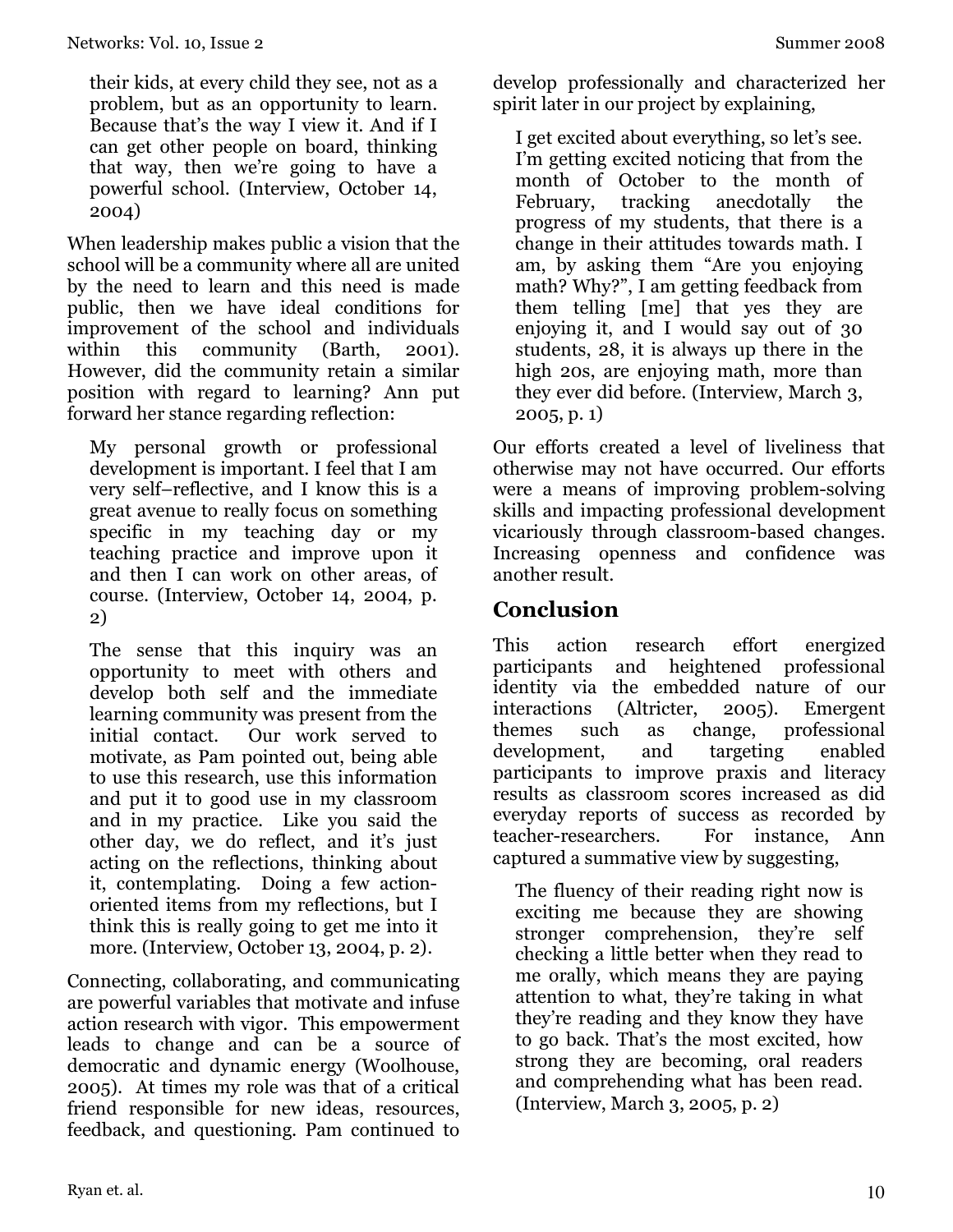their kids, at every child they see, not as a problem, but as an opportunity to learn. Because that's the way I view it. And if I can get other people on board, thinking that way, then we're going to have a powerful school. (Interview, October 14, 2004)

When leadership makes public a vision that the school will be a community where all are united by the need to learn and this need is made public, then we have ideal conditions for improvement of the school and individuals within this community (Barth, 2001). However, did the community retain a similar position with regard to learning? Ann put forward her stance regarding reflection:

> My personal growth or professional development is important. I feel that I am very self–reflective, and I know this is a great avenue to really focus on something specific in my teaching day or my teaching practice and improve upon it and then I can work on other areas, of course. (Interview, October 14, 2004, p. 2)

> The sense that this inquiry was an opportunity to meet with others and develop both self and the immediate learning community was present from the initial contact. Our work served to motivate, as Pam pointed out, being able to use this research, use this information and put it to good use in my classroom and in my practice. Like you said the other day, we do reflect, and it's just acting on the reflections, thinking about it, contemplating. Doing a few action-oriented items from my reflections, but I think this is really going to get me into it more. (Interview, October 13, 2004, p. 2).

Connecting, collaborating, and communicating are powerful variables that motivate and infuse action research with vigor. This empowerment leads to change and can be a source of democratic and dynamic energy (Woolhouse, 2005). At times my role was that of a critical friend responsible for new ideas, resources, feedback, and questioning. Pam continued to develop professionally and characterized her spirit later in our project by explaining,

> I get excited about everything, so let's see. I'm getting excited noticing that from the month of October to the month of February, tracking anecdotally the progress of my students, that there is a change in their attitudes towards math. I am, by asking them "Are you enjoying math? Why?", I am getting feedback from them telling [me] that yes they are enjoying it, and I would say out of 30 students, 28, it is always up there in the high 20s, are enjoying math, more than they ever did before. (Interview, March 3, 2005, p. 1)

Our efforts created a level of liveliness that otherwise may not have occurred. Our efforts were a means of improving problem-solving skills and impacting professional development vicariously through classroom-based changes. Increasing openness and confidence was another result.

## Conclusion

This action research effort energized participants and heightened professional identity via the embedded nature of our interactions (Altricter, 2005). Emergent themes such as change, professional development, and targeting enabled participants to improve praxis and literacy results as classroom scores increased as did everyday reports of success as recorded by teacher-researchers. For instance, Ann captured a summative view by suggesting,

> The fluency of their reading right now is exciting me because they are showing stronger comprehension, they're self checking a little better when they read to me orally, which means they are paying attention to what, they're taking in what they're reading and they know they have to go back. That's the most excited, how strong they are becoming, oral readers and comprehending what has been read. (Interview, March 3, 2005, p. 2)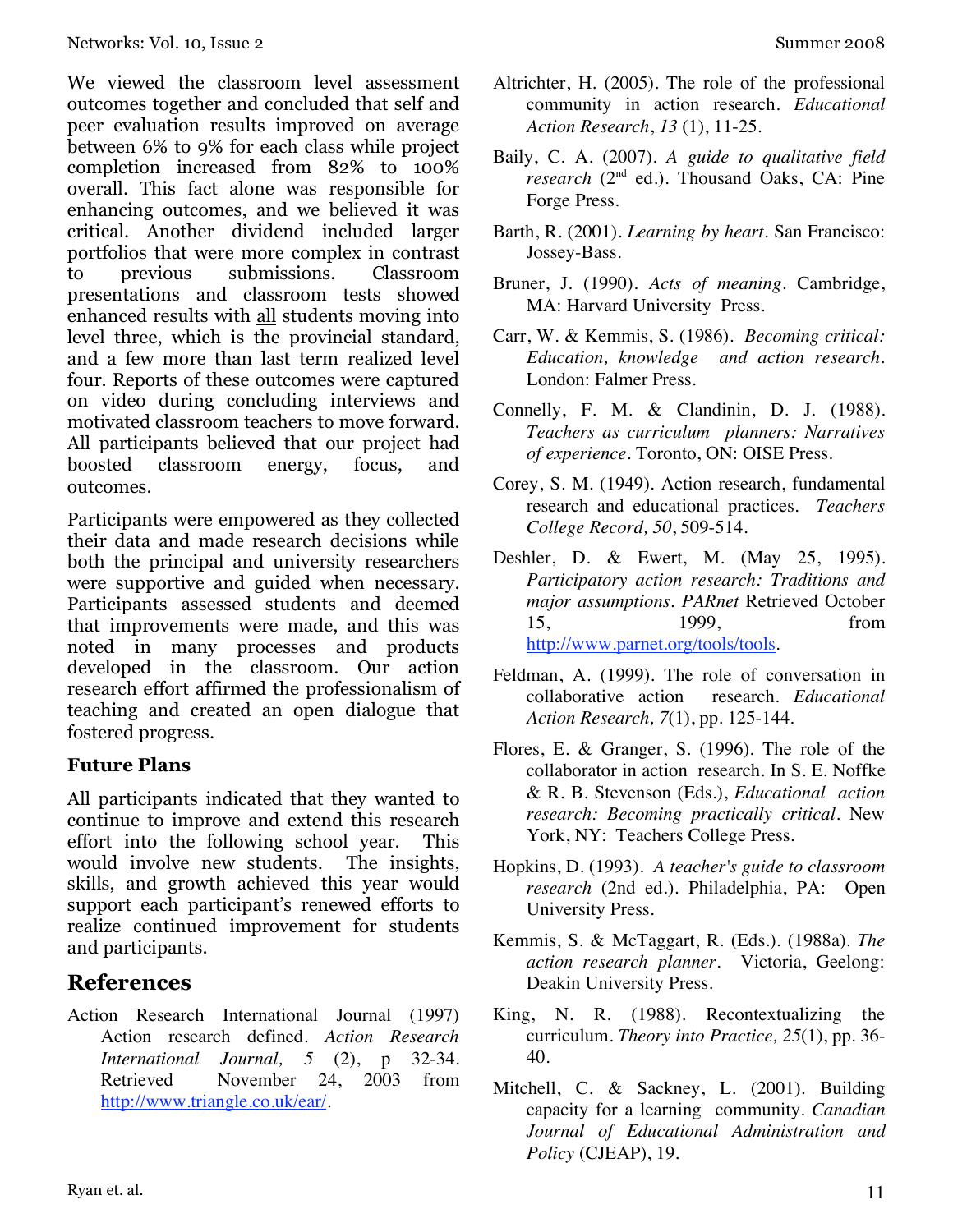We viewed the classroom level assessment outcomes together and concluded that self and peer evaluation results improved on average between 6% to 9% for each class while project completion increased from 82% to 100% overall. This fact alone was responsible for enhancing outcomes, and we believed it was critical. Another dividend included larger portfolios that were more complex in contrast to previous submissions. Classroom presentations and classroom tests showed enhanced results with all students moving into level three, which is the provincial standard, and a few more than last term realized level four. Reports of these outcomes were captured on video during concluding interviews and motivated classroom teachers to move forward. All participants believed that our project had boosted classroom energy, focus, and outcomes.

Participants were empowered as they collected their data and made research decisions while both the principal and university researchers were supportive and guided when necessary. Participants assessed students and deemed that improvements were made, and this was noted in many processes and products developed in the classroom. Our action research effort affirmed the professionalism of teaching and created an open dialogue that fostered progress.

### Future Plans

All participants indicated that they wanted to continue to improve and extend this research effort into the following school year. This would involve new students. The insights, skills, and growth achieved this year would support each participant's renewed efforts to realize continued improvement for students and participants.

## References

Action Research International Journal (1997) Action research defined. *Action Research International Journal, 5* (2), p 32-34. Retrieved November 24, 2003 from http://www.triangle.co.uk/ear/.

Altrichter, H. (2005). The role of the professional community in action research. *Educational Action Research*, *13* (1), 11-25.

Baily, C. A. (2007). *A guide to qualitative field research* (2nd ed.). Thousand Oaks, CA: Pine Forge Press.

Barth, R. (2001). *Learning by heart*. San Francisco: Jossey-Bass.

Bruner, J. (1990). *Acts of meaning*. Cambridge, MA: Harvard University Press.

Carr, W. & Kemmis, S. (1986). *Becoming critical: Education, knowledge and action research*. London: Falmer Press.

Connelly, F. M. & Clandinin, D. J. (1988). *Teachers as curriculum planners: Narratives of experience*. Toronto, ON: OISE Press.

Corey, S. M. (1949). Action research, fundamental research and educational practices. *Teachers College Record, 50*, 509-514.

Deshler, D. & Ewert, M. (May 25, 1995). *Participatory action research: Traditions and major assumptions*. *PARnet* Retrieved October 15, 1999, from http://www.parnet.org/tools/tools.

Feldman, A. (1999). The role of conversation in collaborative action research. *Educational Action Research, 7*(1), pp. 125-144.

Flores, E. & Granger, S. (1996). The role of the collaborator in action research. In S. E. Noffke & R. B. Stevenson (Eds.), *Educational action research: Becoming practically critical*. New York, NY: Teachers College Press.

Hopkins, D. (1993). *A teacher's guide to classroom research* (2nd ed.). Philadelphia, PA: Open University Press.

Kemmis, S. & McTaggart, R. (Eds.). (1988a). *The action research planner*. Victoria, Geelong: Deakin University Press.

King, N. R. (1988). Recontextualizing the curriculum. *Theory into Practice, 25*(1), pp. 36-40.

Mitchell, C. & Sackney, L. (2001). Building capacity for a learning community. *Canadian Journal of Educational Administration and Policy* (CJEAP), 19.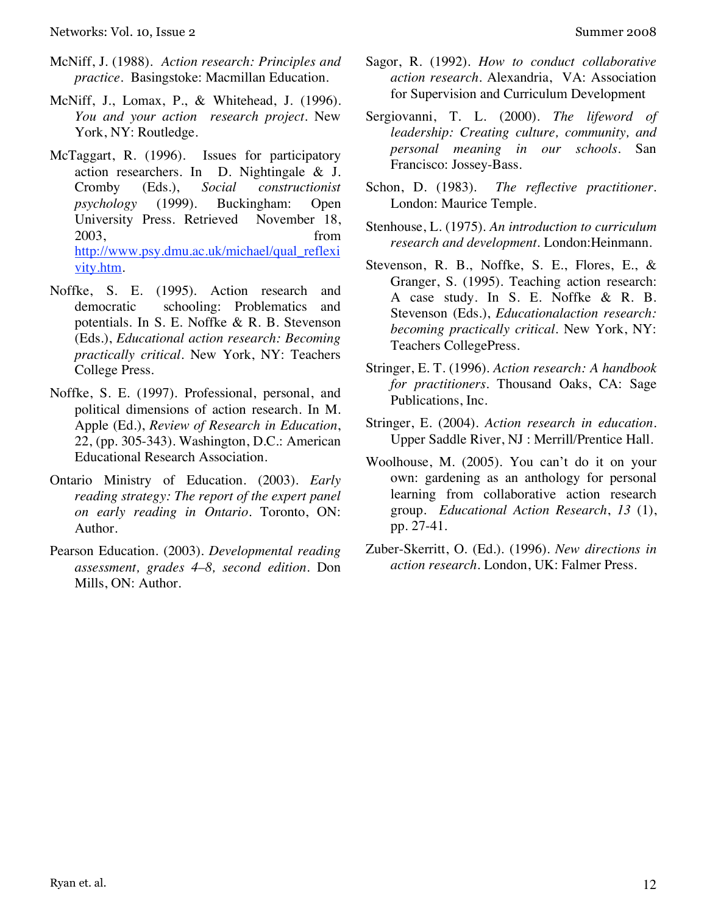McNiff, J. (1988). *Action research: Principles and practice*. Basingstoke: Macmillan Education.

McNiff, J., Lomax, P., & Whitehead, J. (1996). *You and your action research project*. New York, NY: Routledge.

McTaggart, R. (1996). Issues for participatory action researchers. In D. Nightingale & J. Cromby (Eds.), *Social constructionist psychology* (1999). Buckingham: Open University Press. Retrieved November 18, 2003, from [http://www.psy.dmu.ac.uk/michael/qual_reflexivity.htm](http://www.psy.dmu.ac.uk/michael/qual_reflexivity.htm).

Noffke, S. E. (1995). Action research and democratic schooling: Problematics and potentials. In S. E. Noffke & R. B. Stevenson (Eds.), *Educational action research: Becoming practically critical*. New York, NY: Teachers College Press.

Noffke, S. E. (1997). Professional, personal, and political dimensions of action research. In M. Apple (Ed.), *Review of Research in Education*, 22, (pp. 305-343). Washington, D.C.: American Educational Research Association.

Ontario Ministry of Education. (2003). *Early reading strategy: The report of the expert panel on early reading in Ontario*. Toronto, ON: Author.

Pearson Education. (2003). *Developmental reading assessment, grades 4–8, second edition*. Don Mills, ON: Author.

Sagor, R. (1992). *How to conduct collaborative action research*. Alexandria, VA: Association for Supervision and Curriculum Development

Sergiovanni, T. L. (2000). *The lifeword of leadership: Creating culture, community, and personal meaning in our schools*. San Francisco: Jossey-Bass.

Schon, D. (1983). *The reflective practitioner*. London: Maurice Temple.

Stenhouse, L. (1975). *An introduction to curriculum research and development*. London:Heinmann.

Stevenson, R. B., Noffke, S. E., Flores, E., & Granger, S. (1995). Teaching action research: A case study. In S. E. Noffke & R. B. Stevenson (Eds.), *Educationalaction research: becoming practically critical*. New York, NY: Teachers CollegePress.

Stringer, E. T. (1996). *Action research: A handbook for practitioners*. Thousand Oaks, CA: Sage Publications, Inc.

Stringer, E. (2004). *Action research in education*. Upper Saddle River, NJ : Merrill/Prentice Hall.

Woolhouse, M. (2005). You can't do it on your own: gardening as an anthology for personal learning from collaborative action research group. *Educational Action Research*, *13* (1), pp. 27-41.

Zuber-Skerritt, O. (Ed.). (1996). *New directions in action research*. London, UK: Falmer Press.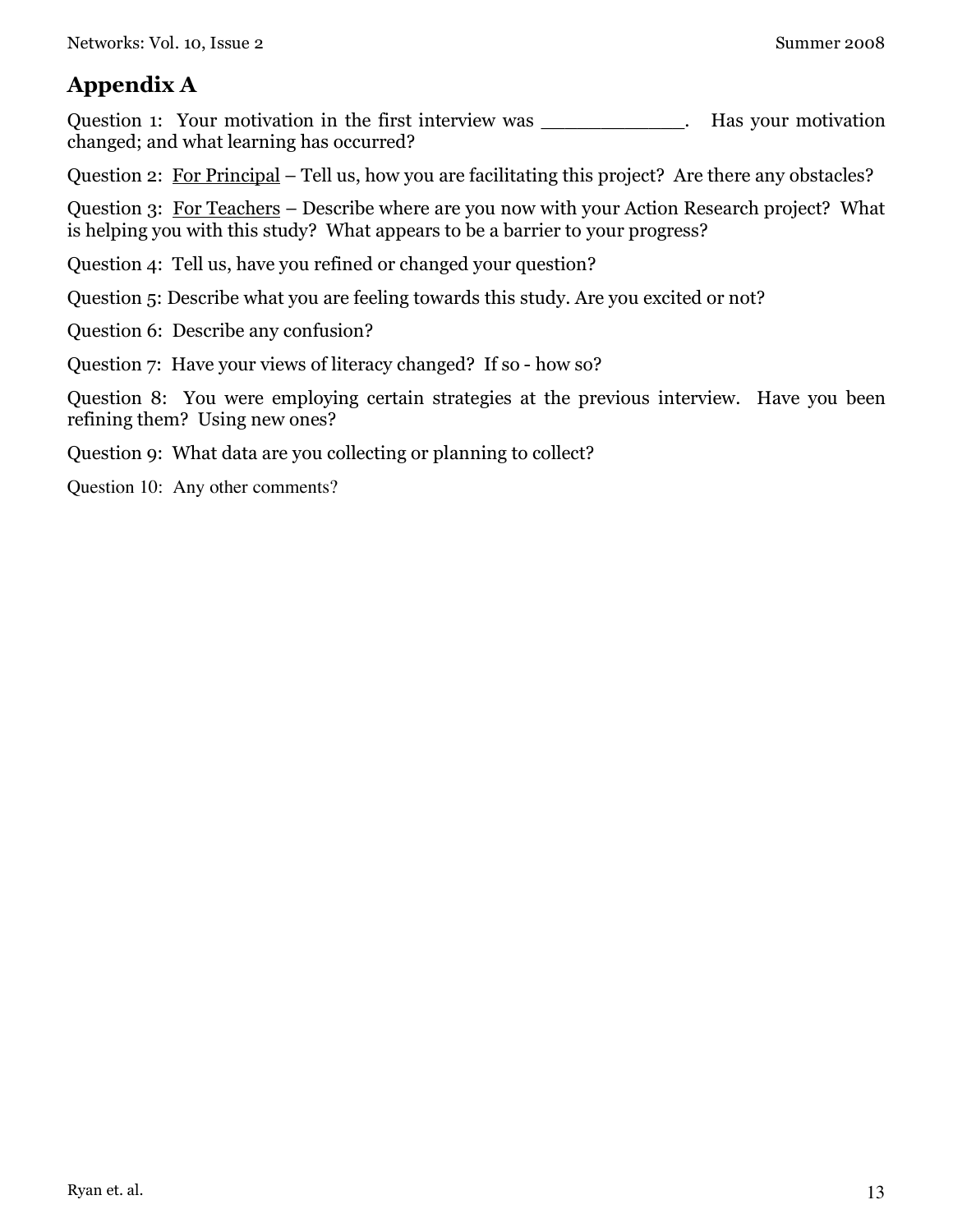## Appendix A

Question 1: Your motivation in the first interview was ____________. Has your motivation changed; and what learning has occurred?

Question 2: For Principal – Tell us, how you are facilitating this project? Are there any obstacles?

Question 3: For Teachers – Describe where are you now with your Action Research project? What is helping you with this study? What appears to be a barrier to your progress?

Question 4: Tell us, have you refined or changed your question?

Question 5: Describe what you are feeling towards this study. Are you excited or not?

Question 6: Describe any confusion?

Question 7: Have your views of literacy changed? If so - how so?

Question 8: You were employing certain strategies at the previous interview. Have you been refining them? Using new ones?

Question 9: What data are you collecting or planning to collect?

Question 10: Any other comments?